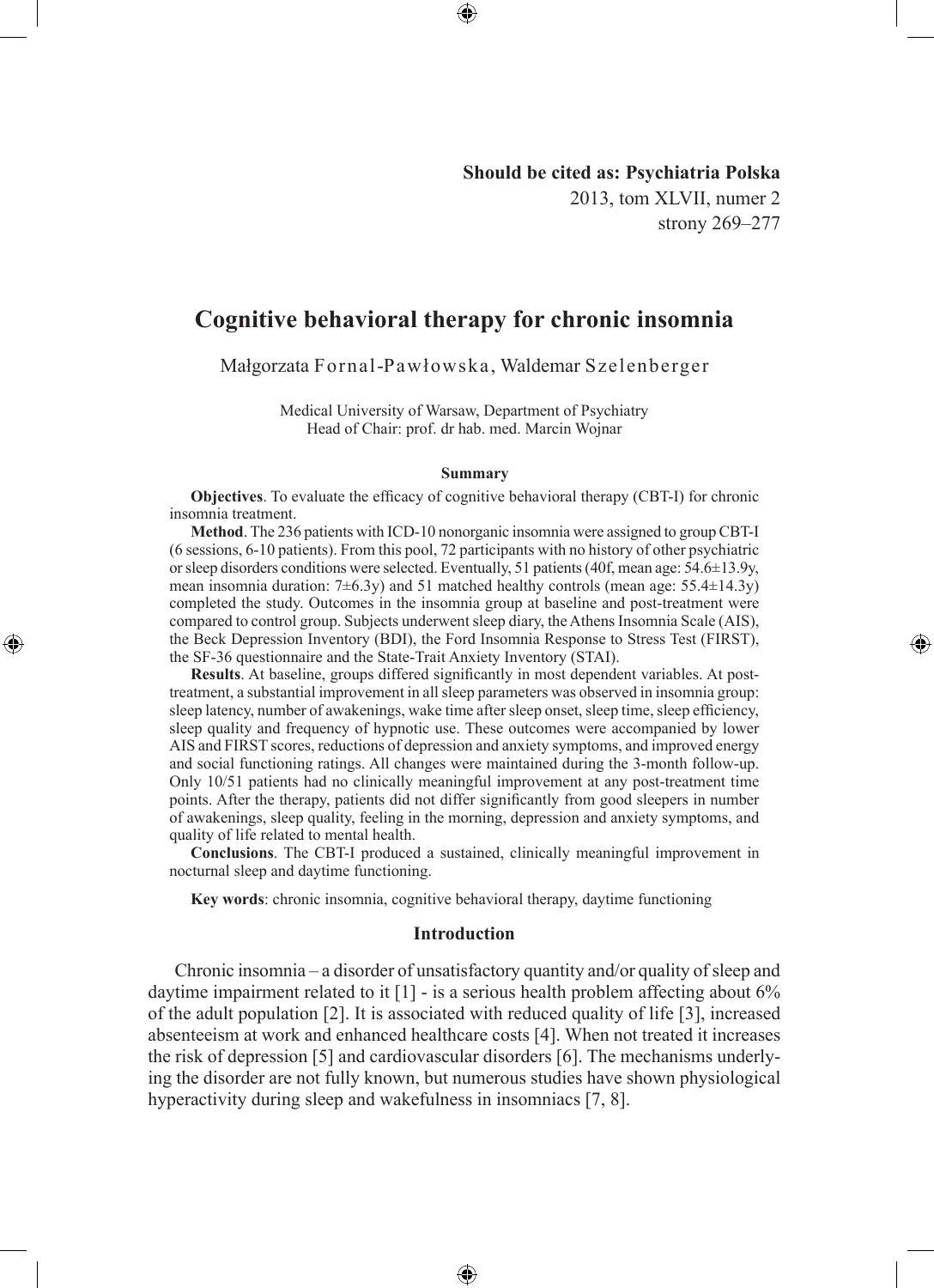**Should be cited as: Psychiatria Polska**
2013, tom XLVII, numer 2
strony 269–277

# Cognitive behavioral therapy for chronic insomnia

Małgorzata Fornal-Pawłowska, Waldemar Szelenberger

Medical University of Warsaw, Department of Psychiatry
Head of Chair: prof. dr hab. med. Marcin Wojnar

### Summary

**Objectives**. To evaluate the efficacy of cognitive behavioral therapy (CBT-I) for chronic insomnia treatment.

**Method**. The 236 patients with ICD-10 nonorganic insomnia were assigned to group CBT-I (6 sessions, 6-10 patients). From this pool, 72 participants with no history of other psychiatric or sleep disorders conditions were selected. Eventually, 51 patients (40f, mean age: 54.6±13.9y, mean insomnia duration: 7±6.3y) and 51 matched healthy controls (mean age: 55.4±14.3y) completed the study. Outcomes in the insomnia group at baseline and post-treatment were compared to control group. Subjects underwent sleep diary, the Athens Insomnia Scale (AIS), the Beck Depression Inventory (BDI), the Ford Insomnia Response to Stress Test (FIRST), the SF-36 questionnaire and the State-Trait Anxiety Inventory (STAI).

**Results**. At baseline, groups differed significantly in most dependent variables. At post-treatment, a substantial improvement in all sleep parameters was observed in insomnia group: sleep latency, number of awakenings, wake time after sleep onset, sleep time, sleep efficiency, sleep quality and frequency of hypnotic use. These outcomes were accompanied by lower AIS and FIRST scores, reductions of depression and anxiety symptoms, and improved energy and social functioning ratings. All changes were maintained during the 3-month follow-up. Only 10/51 patients had no clinically meaningful improvement at any post-treatment time points. After the therapy, patients did not differ significantly from good sleepers in number of awakenings, sleep quality, feeling in the morning, depression and anxiety symptoms, and quality of life related to mental health.

**Conclusions**. The CBT-I produced a sustained, clinically meaningful improvement in nocturnal sleep and daytime functioning.

**Key words**: chronic insomnia, cognitive behavioral therapy, daytime functioning

## Introduction

Chronic insomnia – a disorder of unsatisfactory quantity and/or quality of sleep and daytime impairment related to it [1] - is a serious health problem affecting about 6% of the adult population [2]. It is associated with reduced quality of life [3], increased absenteeism at work and enhanced healthcare costs [4]. When not treated it increases the risk of depression [5] and cardiovascular disorders [6]. The mechanisms underlying the disorder are not fully known, but numerous studies have shown physiological hyperactivity during sleep and wakefulness in insomniacs [7, 8].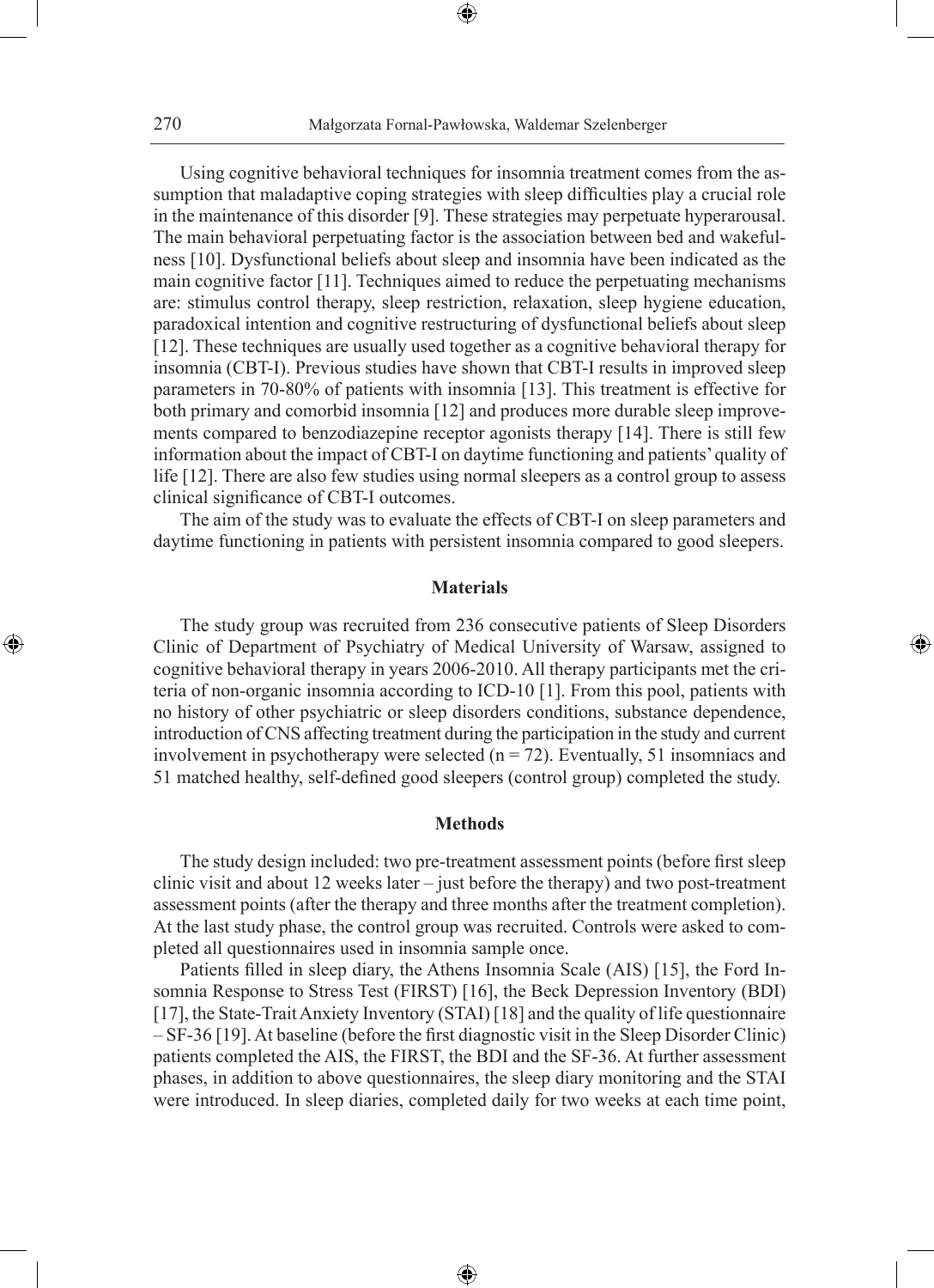Using cognitive behavioral techniques for insomnia treatment comes from the assumption that maladaptive coping strategies with sleep difficulties play a crucial role in the maintenance of this disorder [9]. These strategies may perpetuate hyperarousal. The main behavioral perpetuating factor is the association between bed and wakefulness [10]. Dysfunctional beliefs about sleep and insomnia have been indicated as the main cognitive factor [11]. Techniques aimed to reduce the perpetuating mechanisms are: stimulus control therapy, sleep restriction, relaxation, sleep hygiene education, paradoxical intention and cognitive restructuring of dysfunctional beliefs about sleep [12]. These techniques are usually used together as a cognitive behavioral therapy for insomnia (CBT-I). Previous studies have shown that CBT-I results in improved sleep parameters in 70-80% of patients with insomnia [13]. This treatment is effective for both primary and comorbid insomnia [12] and produces more durable sleep improvements compared to benzodiazepine receptor agonists therapy [14]. There is still few information about the impact of CBT-I on daytime functioning and patients' quality of life [12]. There are also few studies using normal sleepers as a control group to assess clinical significance of CBT-I outcomes.

The aim of the study was to evaluate the effects of CBT-I on sleep parameters and daytime functioning in patients with persistent insomnia compared to good sleepers.

## Materials

The study group was recruited from 236 consecutive patients of Sleep Disorders Clinic of Department of Psychiatry of Medical University of Warsaw, assigned to cognitive behavioral therapy in years 2006-2010. All therapy participants met the criteria of non-organic insomnia according to ICD-10 [1]. From this pool, patients with no history of other psychiatric or sleep disorders conditions, substance dependence, introduction of CNS affecting treatment during the participation in the study and current involvement in psychotherapy were selected ($n = 72$). Eventually, 51 insomniacs and 51 matched healthy, self-defined good sleepers (control group) completed the study.

## Methods

The study design included: two pre-treatment assessment points (before first sleep clinic visit and about 12 weeks later – just before the therapy) and two post-treatment assessment points (after the therapy and three months after the treatment completion). At the last study phase, the control group was recruited. Controls were asked to completed all questionnaires used in insomnia sample once.

Patients filled in sleep diary, the Athens Insomnia Scale (AIS) [15], the Ford Insomnia Response to Stress Test (FIRST) [16], the Beck Depression Inventory (BDI) [17], the State-Trait Anxiety Inventory (STAI) [18] and the quality of life questionnaire – SF-36 [19]. At baseline (before the first diagnostic visit in the Sleep Disorder Clinic) patients completed the AIS, the FIRST, the BDI and the SF-36. At further assessment phases, in addition to above questionnaires, the sleep diary monitoring and the STAI were introduced. In sleep diaries, completed daily for two weeks at each time point,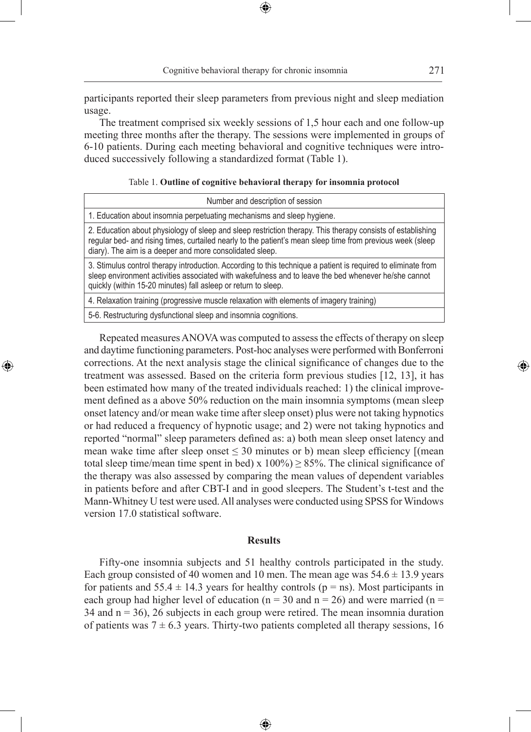participants reported their sleep parameters from previous night and sleep mediation usage.

The treatment comprised six weekly sessions of 1,5 hour each and one follow-up meeting three months after the therapy. The sessions were implemented in groups of 6-10 patients. During each meeting behavioral and cognitive techniques were introduced successively following a standardized format (Table 1).

Table 1. **Outline of cognitive behavioral therapy for insomnia protocol**

| Number and description of session |
| --- |
| 1. Education about insomnia perpetuating mechanisms and sleep hygiene. |
| 2. Education about physiology of sleep and sleep restriction therapy. This therapy consists of establishing regular bed- and rising times, curtailed nearly to the patient's mean sleep time from previous week (sleep diary). The aim is a deeper and more consolidated sleep. |
| 3. Stimulus control therapy introduction. According to this technique a patient is required to eliminate from sleep environment activities associated with wakefulness and to leave the bed whenever he/she cannot quickly (within 15-20 minutes) fall asleep or return to sleep. |
| 4. Relaxation training (progressive muscle relaxation with elements of imagery training) |
| 5-6. Restructuring dysfunctional sleep and insomnia cognitions. |

Repeated measures ANOVA was computed to assess the effects of therapy on sleep and daytime functioning parameters. Post-hoc analyses were performed with Bonferroni corrections. At the next analysis stage the clinical significance of changes due to the treatment was assessed. Based on the criteria form previous studies [12, 13], it has been estimated how many of the treated individuals reached: 1) the clinical improvement defined as a above 50% reduction on the main insomnia symptoms (mean sleep onset latency and/or mean wake time after sleep onset) plus were not taking hypnotics or had reduced a frequency of hypnotic usage; and 2) were not taking hypnotics and reported "normal" sleep parameters defined as: a) both mean sleep onset latency and mean wake time after sleep onset $\leq 30$ minutes or b) mean sleep efficiency [(mean total sleep time/mean time spent in bed) x 100%) $\geq 85\%$. The clinical significance of the therapy was also assessed by comparing the mean values of dependent variables in patients before and after CBT-I and in good sleepers. The Student's t-test and the Mann-Whitney U test were used. All analyses were conducted using SPSS for Windows version 17.0 statistical software.

## Results

Fifty-one insomnia subjects and 51 healthy controls participated in the study. Each group consisted of 40 women and 10 men. The mean age was $54.6 \pm 13.9$ years for patients and $55.4 \pm 14.3$ years for healthy controls (p = ns). Most participants in each group had higher level of education (n = 30 and n = 26) and were married (n = 34 and n = 36), 26 subjects in each group were retired. The mean insomnia duration of patients was $7 \pm 6.3$ years. Thirty-two patients completed all therapy sessions, 16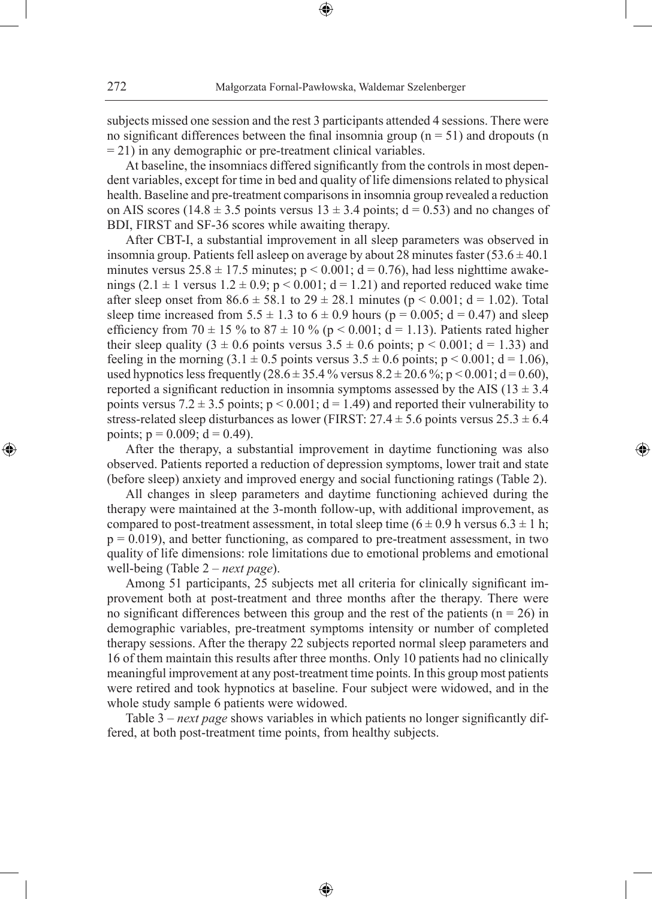subjects missed one session and the rest 3 participants attended 4 sessions. There were no significant differences between the final insomnia group ($n = 51$) and dropouts ($n = 21$) in any demographic or pre-treatment clinical variables.

At baseline, the insomniacs differed significantly from the controls in most dependent variables, except for time in bed and quality of life dimensions related to physical health. Baseline and pre-treatment comparisons in insomnia group revealed a reduction on AIS scores ($14.8 \pm 3.5$ points versus $13 \pm 3.4$ points; $d = 0.53$) and no changes of BDI, FIRST and SF-36 scores while awaiting therapy.

After CBT-I, a substantial improvement in all sleep parameters was observed in insomnia group. Patients fell asleep on average by about 28 minutes faster ($53.6 \pm 40.1$ minutes versus $25.8 \pm 17.5$ minutes; $p < 0.001$; $d = 0.76$), had less nighttime awakenings ($2.1 \pm 1$ versus $1.2 \pm 0.9$; $p < 0.001$; $d = 1.21$) and reported reduced wake time after sleep onset from $86.6 \pm 58.1$ to $29 \pm 28.1$ minutes ($p < 0.001$; $d = 1.02$). Total sleep time increased from $5.5 \pm 1.3$ to $6 \pm 0.9$ hours ($p = 0.005$; $d = 0.47$) and sleep efficiency from $70 \pm 15$ % to $87 \pm 10$ % ($p < 0.001$; $d = 1.13$). Patients rated higher their sleep quality ($3 \pm 0.6$ points versus $3.5 \pm 0.6$ points; $p < 0.001$; $d = 1.33$) and feeling in the morning ($3.1 \pm 0.5$ points versus $3.5 \pm 0.6$ points; $p < 0.001$; $d = 1.06$), used hypnotics less frequently ($28.6 \pm 35.4$ % versus $8.2 \pm 20.6$ %; $p < 0.001$; $d = 0.60$), reported a significant reduction in insomnia symptoms assessed by the AIS ($13 \pm 3.4$ points versus $7.2 \pm 3.5$ points; $p < 0.001$; $d = 1.49$) and reported their vulnerability to stress-related sleep disturbances as lower (FIRST: $27.4 \pm 5.6$ points versus $25.3 \pm 6.4$ points; $p = 0.009$; $d = 0.49$).

After the therapy, a substantial improvement in daytime functioning was also observed. Patients reported a reduction of depression symptoms, lower trait and state (before sleep) anxiety and improved energy and social functioning ratings (Table 2).

All changes in sleep parameters and daytime functioning achieved during the therapy were maintained at the 3-month follow-up, with additional improvement, as compared to post-treatment assessment, in total sleep time ($6 \pm 0.9$ h versus $6.3 \pm 1$ h; $p = 0.019$), and better functioning, as compared to pre-treatment assessment, in two quality of life dimensions: role limitations due to emotional problems and emotional well-being (Table 2 – *next page*).

Among 51 participants, 25 subjects met all criteria for clinically significant improvement both at post-treatment and three months after the therapy. There were no significant differences between this group and the rest of the patients ($n = 26$) in demographic variables, pre-treatment symptoms intensity or number of completed therapy sessions. After the therapy 22 subjects reported normal sleep parameters and 16 of them maintain this results after three months. Only 10 patients had no clinically meaningful improvement at any post-treatment time points. In this group most patients were retired and took hypnotics at baseline. Four subject were widowed, and in the whole study sample 6 patients were widowed.

Table 3 – *next page* shows variables in which patients no longer significantly differed, at both post-treatment time points, from healthy subjects.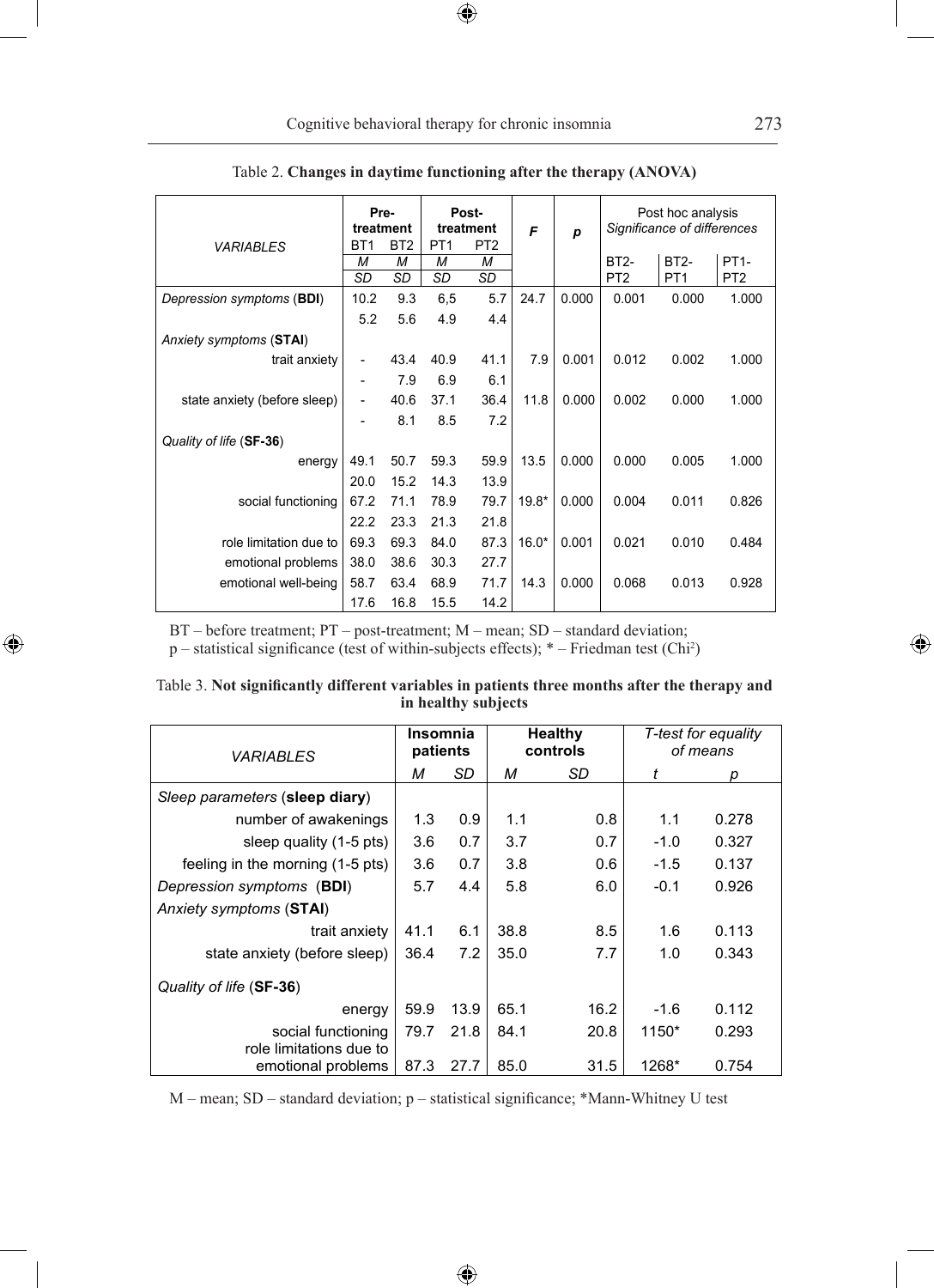Table 2. **Changes in daytime functioning after the therapy (ANOVA)**

| VARIABLES | Pre-treatment BT1 M SD | Pre-treatment BT2 M SD | Post-treatment PT1 M SD | Post-treatment PT2 M SD | F | p | Post hoc analysis Significance of differences BT2-PT2 | BT2-PT1 | PT1-PT2 |
|---|---|---|---|---|---|---|---|---|---|
| *Depression symptoms* (**BDI**) | 10.2 | 9.3 | 6,5 | 5.7 | 24.7 | 0.000 | 0.001 | 0.000 | 1.000 |
| | 5.2 | 5.6 | 4.9 | 4.4 | | | | | |
| *Anxiety symptoms* (**STAI**) | | | | | | | | | |
| trait anxiety | - | 43.4 | 40.9 | 41.1 | 7.9 | 0.001 | 0.012 | 0.002 | 1.000 |
| | - | 7.9 | 6.9 | 6.1 | | | | | |
| state anxiety (before sleep) | - | 40.6 | 37.1 | 36.4 | 11.8 | 0.000 | 0.002 | 0.000 | 1.000 |
| | - | 8.1 | 8.5 | 7.2 | | | | | |
| *Quality of life* (**SF-36**) | | | | | | | | | |
| energy | 49.1 | 50.7 | 59.3 | 59.9 | 13.5 | 0.000 | 0.000 | 0.005 | 1.000 |
| | 20.0 | 15.2 | 14.3 | 13.9 | | | | | |
| social functioning | 67.2 | 71.1 | 78.9 | 79.7 | 19.8* | 0.000 | 0.004 | 0.011 | 0.826 |
| | 22.2 | 23.3 | 21.3 | 21.8 | | | | | |
| role limitation due to | 69.3 | 69.3 | 84.0 | 87.3 | 16.0* | 0.001 | 0.021 | 0.010 | 0.484 |
| emotional problems | 38.0 | 38.6 | 30.3 | 27.7 | | | | | |
| emotional well-being | 58.7 | 63.4 | 68.9 | 71.7 | 14.3 | 0.000 | 0.068 | 0.013 | 0.928 |
| | 17.6 | 16.8 | 15.5 | 14.2 | | | | | |

BT – before treatment; PT – post-treatment; M – mean; SD – standard deviation;
p – statistical significance (test of within-subjects effects); * – Friedman test ($Chi^2$)

Table 3. **Not significantly different variables in patients three months after the therapy and in healthy subjects**

| VARIABLES | Insomnia patients M | Insomnia patients SD | Healthy controls M | Healthy controls SD | T-test for equality of means t | p |
|---|---|---|---|---|---|---|
| *Sleep parameters* (**sleep diary**) | | | | | | |
| number of awakenings | 1.3 | 0.9 | 1.1 | 0.8 | 1.1 | 0.278 |
| sleep quality (1-5 pts) | 3.6 | 0.7 | 3.7 | 0.7 | -1.0 | 0.327 |
| feeling in the morning (1-5 pts) | 3.6 | 0.7 | 3.8 | 0.6 | -1.5 | 0.137 |
| *Depression symptoms* (**BDI**) | 5.7 | 4.4 | 5.8 | 6.0 | -0.1 | 0.926 |
| *Anxiety symptoms* (**STAI**) | | | | | | |
| trait anxiety | 41.1 | 6.1 | 38.8 | 8.5 | 1.6 | 0.113 |
| state anxiety (before sleep) | 36.4 | 7.2 | 35.0 | 7.7 | 1.0 | 0.343 |
| *Quality of life* (**SF-36**) | | | | | | |
| energy | 59.9 | 13.9 | 65.1 | 16.2 | -1.6 | 0.112 |
| social functioning | 79.7 | 21.8 | 84.1 | 20.8 | 1150* | 0.293 |
| role limitations due to emotional problems | 87.3 | 27.7 | 85.0 | 31.5 | 1268* | 0.754 |

M – mean; SD – standard deviation; p – statistical significance; *Mann-Whitney U test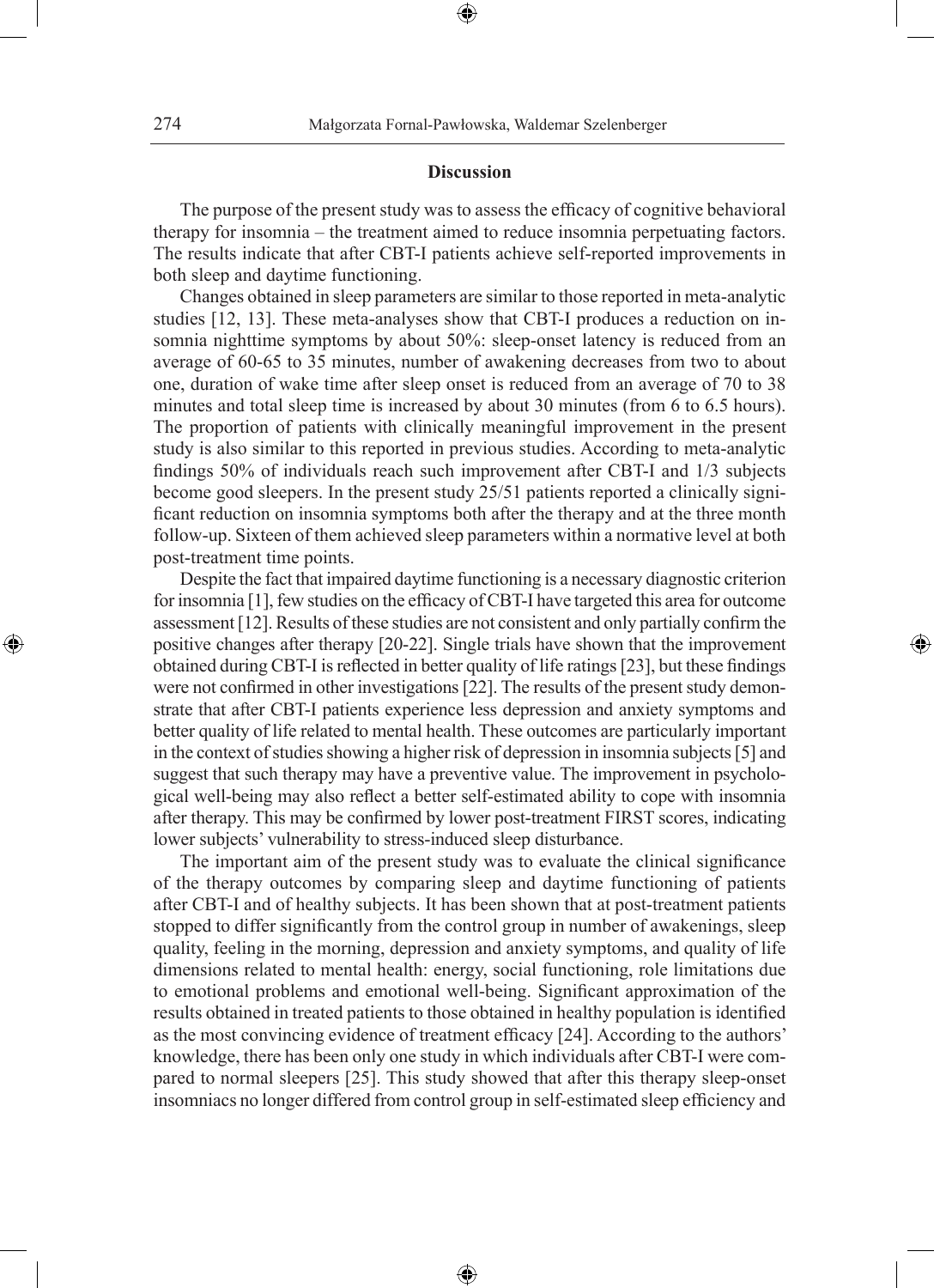## Discussion

The purpose of the present study was to assess the efficacy of cognitive behavioral therapy for insomnia – the treatment aimed to reduce insomnia perpetuating factors. The results indicate that after CBT-I patients achieve self-reported improvements in both sleep and daytime functioning.

Changes obtained in sleep parameters are similar to those reported in meta-analytic studies [12, 13]. These meta-analyses show that CBT-I produces a reduction on insomnia nighttime symptoms by about 50%: sleep-onset latency is reduced from an average of 60-65 to 35 minutes, number of awakening decreases from two to about one, duration of wake time after sleep onset is reduced from an average of 70 to 38 minutes and total sleep time is increased by about 30 minutes (from 6 to 6.5 hours). The proportion of patients with clinically meaningful improvement in the present study is also similar to this reported in previous studies. According to meta-analytic findings 50% of individuals reach such improvement after CBT-I and 1/3 subjects become good sleepers. In the present study 25/51 patients reported a clinically significant reduction on insomnia symptoms both after the therapy and at the three month follow-up. Sixteen of them achieved sleep parameters within a normative level at both post-treatment time points.

Despite the fact that impaired daytime functioning is a necessary diagnostic criterion for insomnia [1], few studies on the efficacy of CBT-I have targeted this area for outcome assessment [12]. Results of these studies are not consistent and only partially confirm the positive changes after therapy [20-22]. Single trials have shown that the improvement obtained during CBT-I is reflected in better quality of life ratings [23], but these findings were not confirmed in other investigations [22]. The results of the present study demonstrate that after CBT-I patients experience less depression and anxiety symptoms and better quality of life related to mental health. These outcomes are particularly important in the context of studies showing a higher risk of depression in insomnia subjects [5] and suggest that such therapy may have a preventive value. The improvement in psychological well-being may also reflect a better self-estimated ability to cope with insomnia after therapy. This may be confirmed by lower post-treatment FIRST scores, indicating lower subjects' vulnerability to stress-induced sleep disturbance.

The important aim of the present study was to evaluate the clinical significance of the therapy outcomes by comparing sleep and daytime functioning of patients after CBT-I and of healthy subjects. It has been shown that at post-treatment patients stopped to differ significantly from the control group in number of awakenings, sleep quality, feeling in the morning, depression and anxiety symptoms, and quality of life dimensions related to mental health: energy, social functioning, role limitations due to emotional problems and emotional well-being. Significant approximation of the results obtained in treated patients to those obtained in healthy population is identified as the most convincing evidence of treatment efficacy [24]. According to the authors' knowledge, there has been only one study in which individuals after CBT-I were compared to normal sleepers [25]. This study showed that after this therapy sleep-onset insomniacs no longer differed from control group in self-estimated sleep efficiency and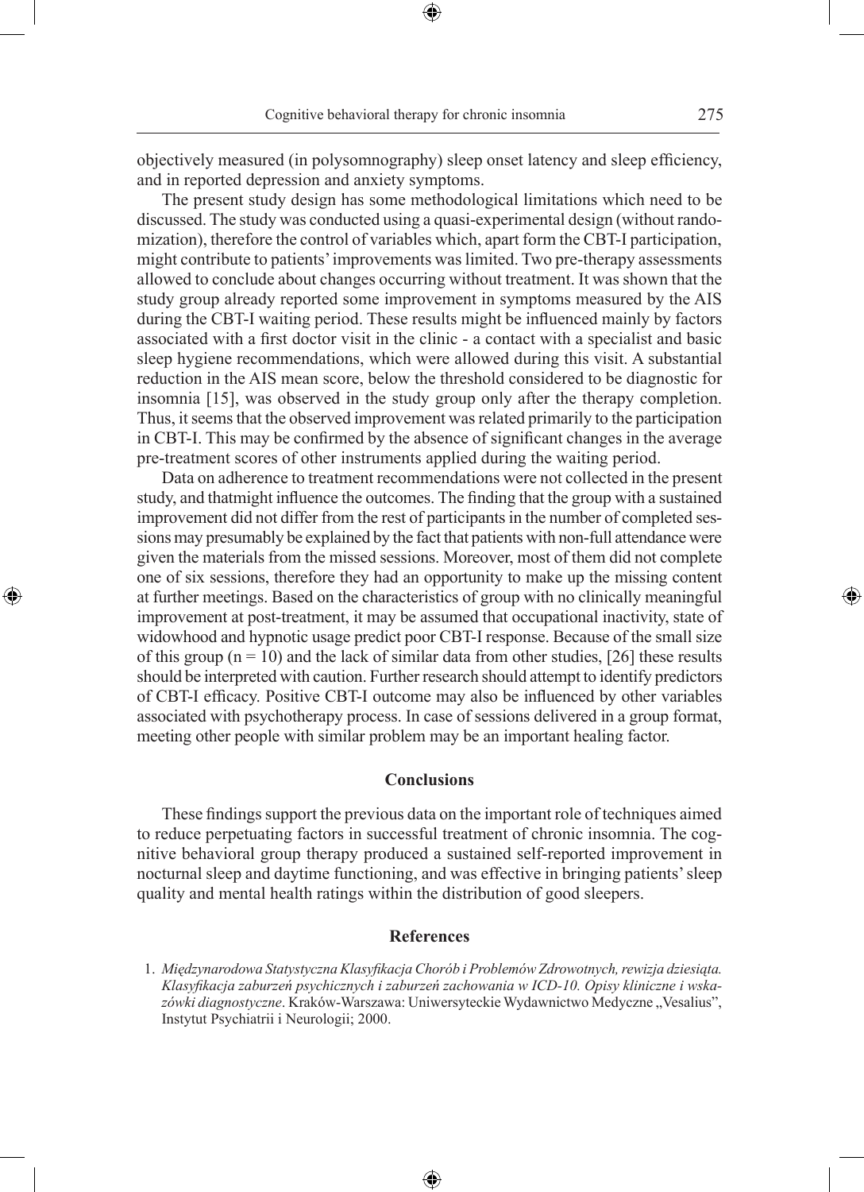objectively measured (in polysomnography) sleep onset latency and sleep efficiency, and in reported depression and anxiety symptoms.

The present study design has some methodological limitations which need to be discussed. The study was conducted using a quasi-experimental design (without randomization), therefore the control of variables which, apart form the CBT-I participation, might contribute to patients' improvements was limited. Two pre-therapy assessments allowed to conclude about changes occurring without treatment. It was shown that the study group already reported some improvement in symptoms measured by the AIS during the CBT-I waiting period. These results might be influenced mainly by factors associated with a first doctor visit in the clinic - a contact with a specialist and basic sleep hygiene recommendations, which were allowed during this visit. A substantial reduction in the AIS mean score, below the threshold considered to be diagnostic for insomnia [15], was observed in the study group only after the therapy completion. Thus, it seems that the observed improvement was related primarily to the participation in CBT-I. This may be confirmed by the absence of significant changes in the average pre-treatment scores of other instruments applied during the waiting period.

Data on adherence to treatment recommendations were not collected in the present study, and thatmight influence the outcomes. The finding that the group with a sustained improvement did not differ from the rest of participants in the number of completed sessions may presumably be explained by the fact that patients with non-full attendance were given the materials from the missed sessions. Moreover, most of them did not complete one of six sessions, therefore they had an opportunity to make up the missing content at further meetings. Based on the characteristics of group with no clinically meaningful improvement at post-treatment, it may be assumed that occupational inactivity, state of widowhood and hypnotic usage predict poor CBT-I response. Because of the small size of this group ($n = 10$) and the lack of similar data from other studies, [26] these results should be interpreted with caution. Further research should attempt to identify predictors of CBT-I efficacy. Positive CBT-I outcome may also be influenced by other variables associated with psychotherapy process. In case of sessions delivered in a group format, meeting other people with similar problem may be an important healing factor.

## Conclusions

These findings support the previous data on the important role of techniques aimed to reduce perpetuating factors in successful treatment of chronic insomnia. The cognitive behavioral group therapy produced a sustained self-reported improvement in nocturnal sleep and daytime functioning, and was effective in bringing patients' sleep quality and mental health ratings within the distribution of good sleepers.

## References

1. *Międzynarodowa Statystyczna Klasyfikacja Chorób i Problemów Zdrowotnych, rewizja dziesiąta. Klasyfikacja zaburzeń psychicznych i zaburzeń zachowania w ICD-10. Opisy kliniczne i wskazówki diagnostyczne*. Kraków-Warszawa: Uniwersyteckie Wydawnictwo Medyczne „Vesalius", Instytut Psychiatrii i Neurologii; 2000.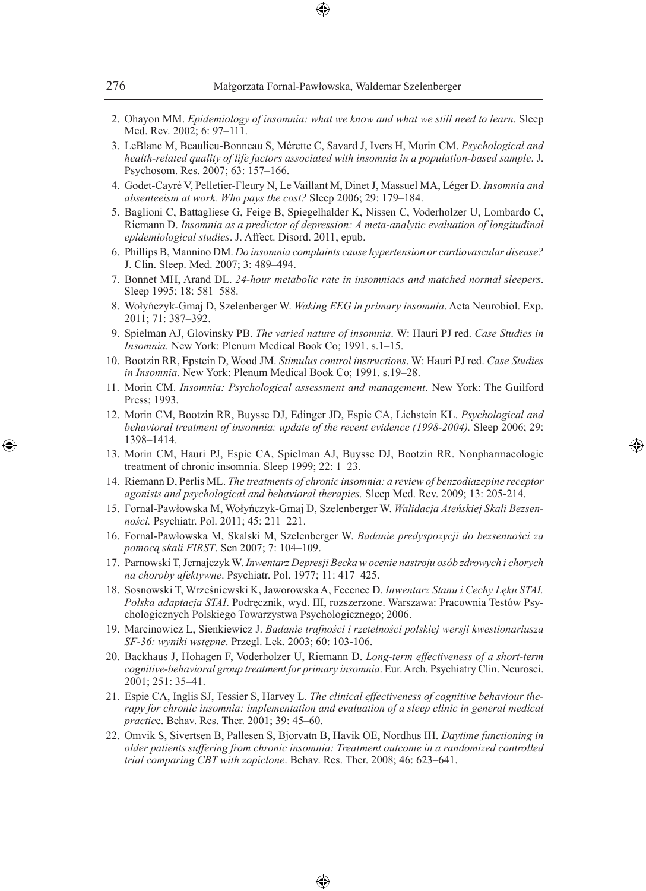2. Ohayon MM. *Epidemiology of insomnia: what we know and what we still need to learn*. Sleep Med. Rev. 2002; 6: 97–111.
3. LeBlanc M, Beaulieu-Bonneau S, Mérette C, Savard J, Ivers H, Morin CM. *Psychological and health-related quality of life factors associated with insomnia in a population-based sample*. J. Psychosom. Res. 2007; 63: 157–166.
4. Godet-Cayré V, Pelletier-Fleury N, Le Vaillant M, Dinet J, Massuel MA, Léger D. *Insomnia and absenteeism at work. Who pays the cost?* Sleep 2006; 29: 179–184.
5. Baglioni C, Battagliese G, Feige B, Spiegelhalder K, Nissen C, Voderholzer U, Lombardo C, Riemann D. *Insomnia as a predictor of depression: A meta-analytic evaluation of longitudinal epidemiological studies*. J. Affect. Disord. 2011, epub.
6. Phillips B, Mannino DM. *Do insomnia complaints cause hypertension or cardiovascular disease?* J. Clin. Sleep. Med. 2007; 3: 489–494.
7. Bonnet MH, Arand DL. *24-hour metabolic rate in insomniacs and matched normal sleepers*. Sleep 1995; 18: 581–588.
8. Wołyńczyk-Gmaj D, Szelenberger W. *Waking EEG in primary insomnia*. Acta Neurobiol. Exp. 2011; 71: 387–392.
9. Spielman AJ, Glovinsky PB. *The varied nature of insomnia*. W: Hauri PJ red. *Case Studies in Insomnia.* New York: Plenum Medical Book Co; 1991. s.1–15.
10. Bootzin RR, Epstein D, Wood JM. *Stimulus control instructions*. W: Hauri PJ red. *Case Studies in Insomnia.* New York: Plenum Medical Book Co; 1991. s.19–28.
11. Morin CM. *Insomnia: Psychological assessment and management*. New York: The Guilford Press; 1993.
12. Morin CM, Bootzin RR, Buysse DJ, Edinger JD, Espie CA, Lichstein KL. *Psychological and behavioral treatment of insomnia: update of the recent evidence (1998-2004).* Sleep 2006; 29: 1398–1414.
13. Morin CM, Hauri PJ, Espie CA, Spielman AJ, Buysse DJ, Bootzin RR. Nonpharmacologic treatment of chronic insomnia. Sleep 1999; 22: 1–23.
14. Riemann D, Perlis ML. *The treatments of chronic insomnia: a review of benzodiazepine receptor agonists and psychological and behavioral therapies.* Sleep Med. Rev. 2009; 13: 205-214.
15. Fornal-Pawłowska M, Wołyńczyk-Gmaj D, Szelenberger W. *Walidacja Ateńskiej Skali Bezsenności.* Psychiatr. Pol. 2011; 45: 211–221.
16. Fornal-Pawłowska M, Skalski M, Szelenberger W. *Badanie predyspozycji do bezsenności za pomocą skali FIRST*. Sen 2007; 7: 104–109.
17. Parnowski T, Jernajczyk W. *Inwentarz Depresji Becka w ocenie nastroju osób zdrowych i chorych na choroby afektywne*. Psychiatr. Pol. 1977; 11: 417–425.
18. Sosnowski T, Wrześniewski K, Jaworowska A, Fecenec D. *Inwentarz Stanu i Cechy Lęku STAI. Polska adaptacja STAI*. Podręcznik, wyd. III, rozszerzone. Warszawa: Pracownia Testów Psychologicznych Polskiego Towarzystwa Psychologicznego; 2006.
19. Marcinowicz L, Sienkiewicz J. *Badanie trafności i rzetelności polskiej wersji kwestionariusza SF-36: wyniki wstępne*. Przegl. Lek. 2003; 60: 103-106.
20. Backhaus J, Hohagen F, Voderholzer U, Riemann D. *Long-term effectiveness of a short-term cognitive-behavioral group treatment for primary insomnia*. Eur. Arch. Psychiatry Clin. Neurosci. 2001; 251: 35–41.
21. Espie CA, Inglis SJ, Tessier S, Harvey L. *The clinical effectiveness of cognitive behaviour therapy for chronic insomnia: implementation and evaluation of a sleep clinic in general medical practic*e. Behav. Res. Ther. 2001; 39: 45–60.
22. Omvik S, Sivertsen B, Pallesen S, Bjorvatn B, Havik OE, Nordhus IH. *Daytime functioning in older patients suffering from chronic insomnia: Treatment outcome in a randomized controlled trial comparing CBT with zopiclone*. Behav. Res. Ther. 2008; 46: 623–641.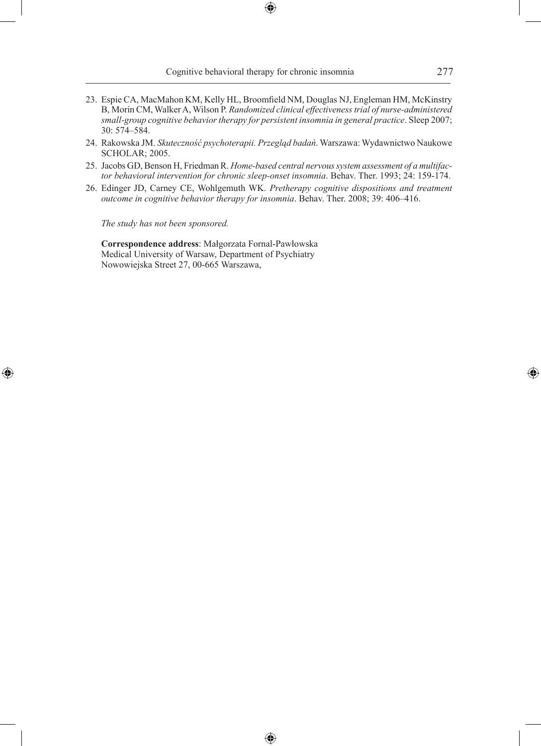23. Espie CA, MacMahon KM, Kelly HL, Broomfield NM, Douglas NJ, Engleman HM, McKinstry B, Morin CM, Walker A, Wilson P. *Randomized clinical effectiveness trial of nurse-administered small-group cognitive behavior therapy for persistent insomnia in general practice*. Sleep 2007; 30: 574–584.
24. Rakowska JM. *Skuteczność psychoterapii. Przegląd badań*. Warszawa: Wydawnictwo Naukowe SCHOLAR; 2005.
25. Jacobs GD, Benson H, Friedman R. *Home-based central nervous system assessment of a multifactor behavioral intervention for chronic sleep-onset insomnia*. Behav. Ther. 1993; 24: 159-174.
26. Edinger JD, Carney CE, Wohlgemuth WK. *Pretherapy cognitive dispositions and treatment outcome in cognitive behavior therapy for insomnia*. Behav. Ther. 2008; 39: 406–416.

*The study has not been sponsored.*

**Correspondence address**: Małgorzata Fornal-Pawłowska
Medical University of Warsaw, Department of Psychiatry
Nowowiejska Street 27, 00-665 Warszawa,